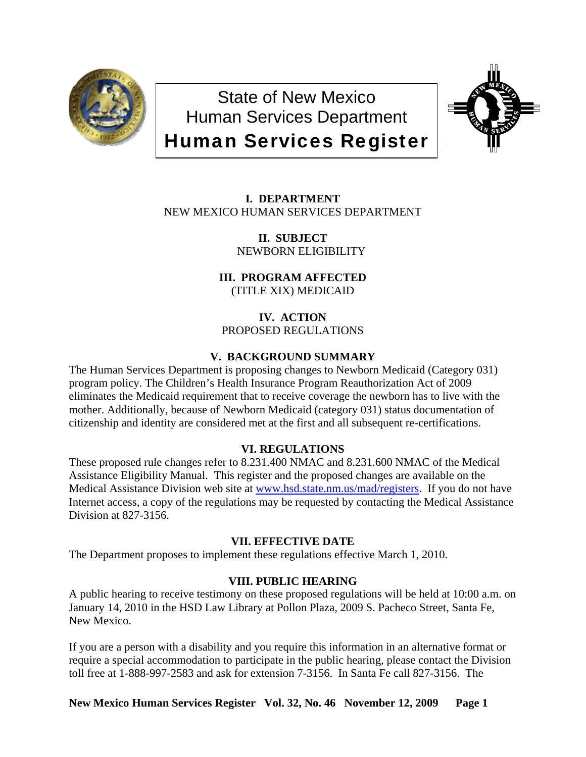# State of New Mexico
# Human Services Department
# Human Services Register

### I. DEPARTMENT
NEW MEXICO HUMAN SERVICES DEPARTMENT

### II. SUBJECT
NEWBORN ELIGIBILITY

### III. PROGRAM AFFECTED
(TITLE XIX) MEDICAID

### IV. ACTION
PROPOSED REGULATIONS

### V. BACKGROUND SUMMARY
The Human Services Department is proposing changes to Newborn Medicaid (Category 031) program policy. The Children's Health Insurance Program Reauthorization Act of 2009 eliminates the Medicaid requirement that to receive coverage the newborn has to live with the mother. Additionally, because of Newborn Medicaid (category 031) status documentation of citizenship and identity are considered met at the first and all subsequent re-certifications.

### VI. REGULATIONS
These proposed rule changes refer to 8.231.400 NMAC and 8.231.600 NMAC of the Medical Assistance Eligibility Manual. This register and the proposed changes are available on the Medical Assistance Division web site at www.hsd.state.nm.us/mad/registers. If you do not have Internet access, a copy of the regulations may be requested by contacting the Medical Assistance Division at 827-3156.

### VII. EFFECTIVE DATE
The Department proposes to implement these regulations effective March 1, 2010.

### VIII. PUBLIC HEARING
A public hearing to receive testimony on these proposed regulations will be held at 10:00 a.m. on January 14, 2010 in the HSD Law Library at Pollon Plaza, 2009 S. Pacheco Street, Santa Fe, New Mexico.

If you are a person with a disability and you require this information in an alternative format or require a special accommodation to participate in the public hearing, please contact the Division toll free at 1-888-997-2583 and ask for extension 7-3156. In Santa Fe call 827-3156. The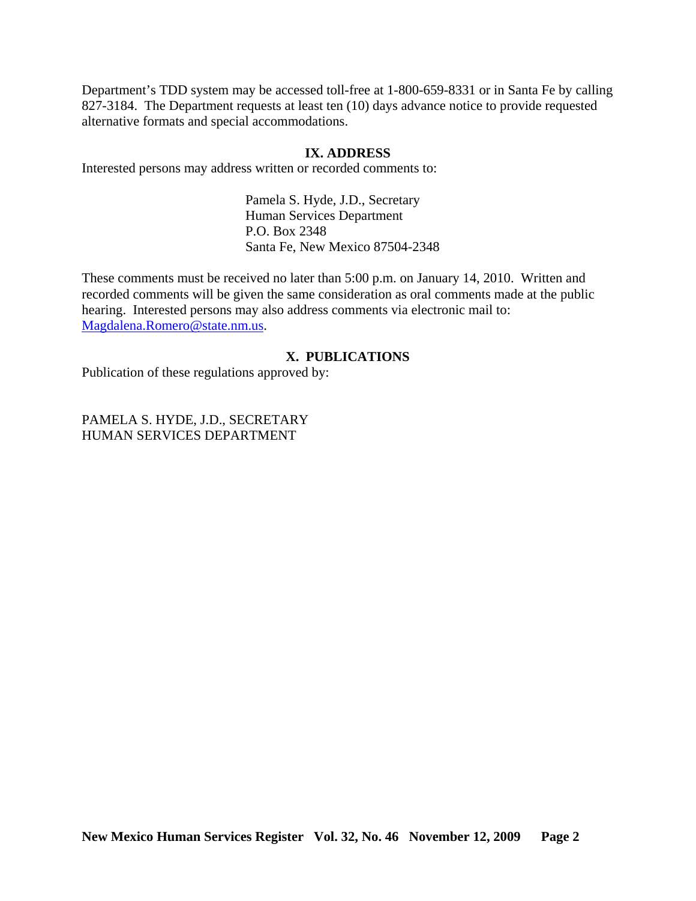Department's TDD system may be accessed toll-free at 1-800-659-8331 or in Santa Fe by calling 827-3184. The Department requests at least ten (10) days advance notice to provide requested alternative formats and special accommodations.

## IX. ADDRESS

Interested persons may address written or recorded comments to:

Pamela S. Hyde, J.D., Secretary
Human Services Department
P.O. Box 2348
Santa Fe, New Mexico 87504-2348

These comments must be received no later than 5:00 p.m. on January 14, 2010. Written and recorded comments will be given the same consideration as oral comments made at the public hearing. Interested persons may also address comments via electronic mail to: Magdalena.Romero@state.nm.us.

## X. PUBLICATIONS

Publication of these regulations approved by:

PAMELA S. HYDE, J.D., SECRETARY
HUMAN SERVICES DEPARTMENT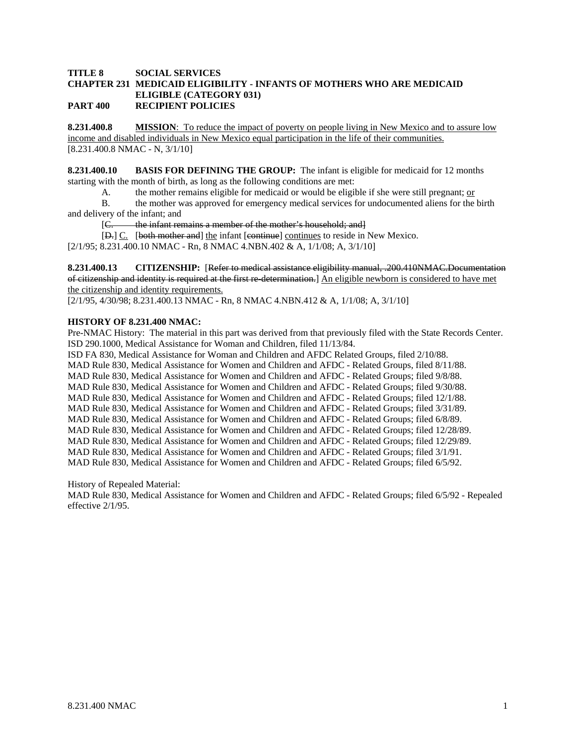**TITLE 8 SOCIAL SERVICES**
**CHAPTER 231 MEDICAID ELIGIBILITY - INFANTS OF MOTHERS WHO ARE MEDICAID ELIGIBLE (CATEGORY 031)**
**PART 400 RECIPIENT POLICIES**

**8.231.400.8 MISSION**: To reduce the impact of poverty on people living in New Mexico and to assure low income and disabled individuals in New Mexico equal participation in the life of their communities.
[8.231.400.8 NMAC - N, 3/1/10]

**8.231.400.10 BASIS FOR DEFINING THE GROUP:** The infant is eligible for medicaid for 12 months starting with the month of birth, as long as the following conditions are met:

A. the mother remains eligible for medicaid or would be eligible if she were still pregnant; or

B. the mother was approved for emergency medical services for undocumented aliens for the birth and delivery of the infant; and

[~~C. the infant remains a member of the mother's household; and~~]

[~~D.~~] C. [~~both mother and~~] the infant [~~continue~~] continues to reside in New Mexico.

[2/1/95; 8.231.400.10 NMAC - Rn, 8 NMAC 4.NBN.402 & A, 1/1/08; A, 3/1/10]

**8.231.400.13 CITIZENSHIP:** [~~Refer to medical assistance eligibility manual, .200.410NMAC.Documentation of citizenship and identity is required at the first re-determination.~~] An eligible newborn is considered to have met the citizenship and identity requirements.
[2/1/95, 4/30/98; 8.231.400.13 NMAC - Rn, 8 NMAC 4.NBN.412 & A, 1/1/08; A, 3/1/10]

**HISTORY OF 8.231.400 NMAC:**

Pre-NMAC History: The material in this part was derived from that previously filed with the State Records Center.
ISD 290.1000, Medical Assistance for Woman and Children, filed 11/13/84.
ISD FA 830, Medical Assistance for Woman and Children and AFDC Related Groups, filed 2/10/88.
MAD Rule 830, Medical Assistance for Women and Children and AFDC - Related Groups, filed 8/11/88.
MAD Rule 830, Medical Assistance for Women and Children and AFDC - Related Groups; filed 9/8/88.
MAD Rule 830, Medical Assistance for Women and Children and AFDC - Related Groups; filed 9/30/88.
MAD Rule 830, Medical Assistance for Women and Children and AFDC - Related Groups; filed 12/1/88.
MAD Rule 830, Medical Assistance for Women and Children and AFDC - Related Groups; filed 3/31/89.
MAD Rule 830, Medical Assistance for Women and Children and AFDC - Related Groups; filed 6/8/89.
MAD Rule 830, Medical Assistance for Women and Children and AFDC - Related Groups; filed 12/28/89.
MAD Rule 830, Medical Assistance for Women and Children and AFDC - Related Groups; filed 12/29/89.
MAD Rule 830, Medical Assistance for Women and Children and AFDC - Related Groups; filed 3/1/91.
MAD Rule 830, Medical Assistance for Women and Children and AFDC - Related Groups; filed 6/5/92.

History of Repealed Material:
MAD Rule 830, Medical Assistance for Women and Children and AFDC - Related Groups; filed 6/5/92 - Repealed effective 2/1/95.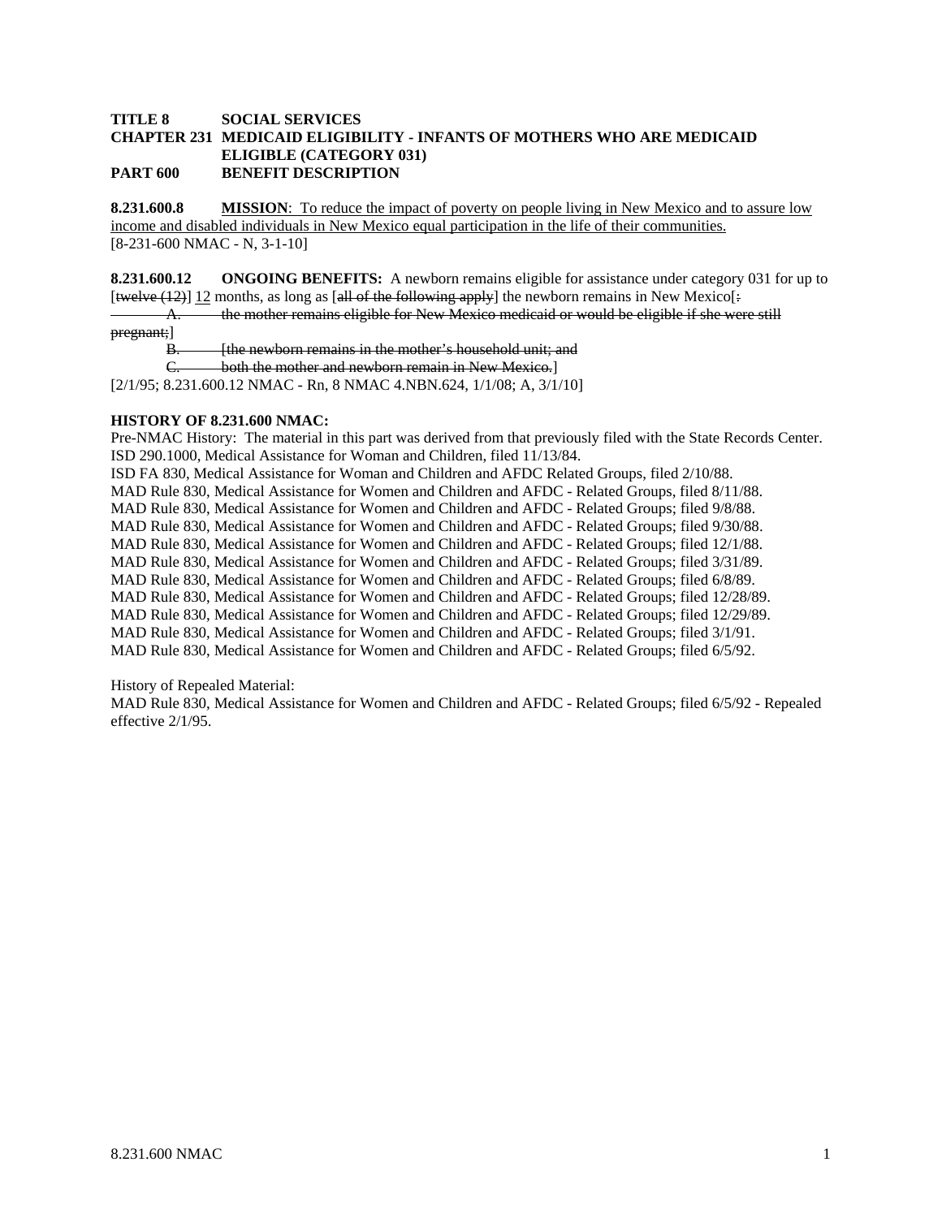**TITLE 8 SOCIAL SERVICES**
**CHAPTER 231 MEDICAID ELIGIBILITY - INFANTS OF MOTHERS WHO ARE MEDICAID ELIGIBLE (CATEGORY 031)**
**PART 600 BENEFIT DESCRIPTION**

**8.231.600.8 MISSION**: <u>To reduce the impact of poverty on people living in New Mexico and to assure low income and disabled individuals in New Mexico equal participation in the life of their communities.</u>
[8-231-600 NMAC - N, 3-1-10]

**8.231.600.12 ONGOING BENEFITS:** A newborn remains eligible for assistance under category 031 for up to [~~twelve (12)~~] <u>12</u> months, as long as [~~all of the following apply~~] the newborn remains in New Mexico[~~:~~

~~A. the mother remains eligible for New Mexico medicaid or would be eligible if she were still pregnant;~~]

~~B.~~ [~~the newborn remains in the mother's household unit; and~~

~~C. both the mother and newborn remain in New Mexico.~~]

[2/1/95; 8.231.600.12 NMAC - Rn, 8 NMAC 4.NBN.624, 1/1/08; A, 3/1/10]

**HISTORY OF 8.231.600 NMAC:**

Pre-NMAC History: The material in this part was derived from that previously filed with the State Records Center.
ISD 290.1000, Medical Assistance for Woman and Children, filed 11/13/84.
ISD FA 830, Medical Assistance for Woman and Children and AFDC Related Groups, filed 2/10/88.
MAD Rule 830, Medical Assistance for Women and Children and AFDC - Related Groups, filed 8/11/88.
MAD Rule 830, Medical Assistance for Women and Children and AFDC - Related Groups; filed 9/8/88.
MAD Rule 830, Medical Assistance for Women and Children and AFDC - Related Groups; filed 9/30/88.
MAD Rule 830, Medical Assistance for Women and Children and AFDC - Related Groups; filed 12/1/88.
MAD Rule 830, Medical Assistance for Women and Children and AFDC - Related Groups; filed 3/31/89.
MAD Rule 830, Medical Assistance for Women and Children and AFDC - Related Groups; filed 6/8/89.
MAD Rule 830, Medical Assistance for Women and Children and AFDC - Related Groups; filed 12/28/89.
MAD Rule 830, Medical Assistance for Women and Children and AFDC - Related Groups; filed 12/29/89.
MAD Rule 830, Medical Assistance for Women and Children and AFDC - Related Groups; filed 3/1/91.
MAD Rule 830, Medical Assistance for Women and Children and AFDC - Related Groups; filed 6/5/92.

History of Repealed Material:
MAD Rule 830, Medical Assistance for Women and Children and AFDC - Related Groups; filed 6/5/92 - Repealed effective 2/1/95.